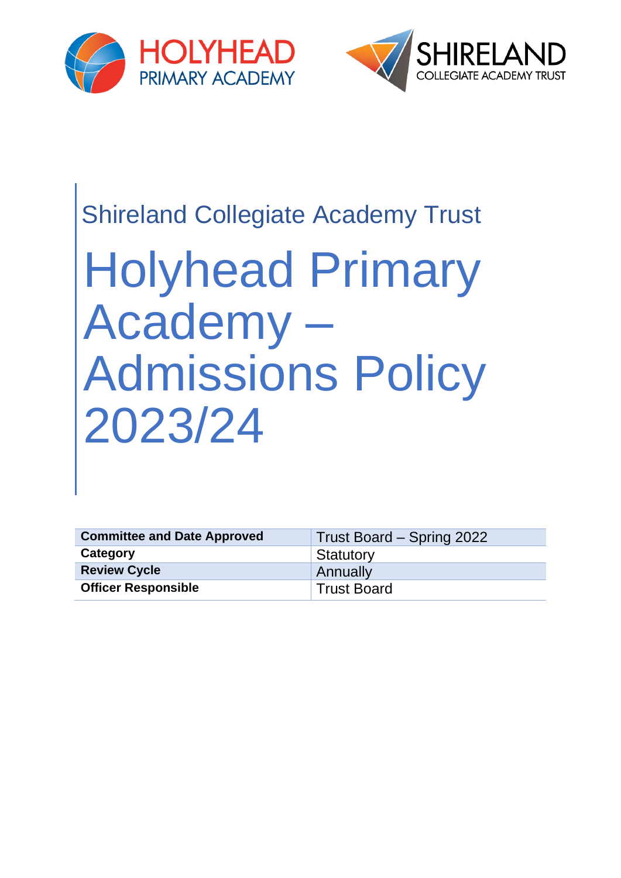HOLYHEAD PRIMARY ACADEMY

SHIRELAND COLLEGIATE ACADEMY TRUST

Shireland Collegiate Academy Trust

# Holyhead Primary Academy – Admissions Policy 2023/24

| **Committee and Date Approved** | Trust Board – Spring 2022 |
|---|---|
| **Category** | Statutory |
| **Review Cycle** | Annually |
| **Officer Responsible** | Trust Board |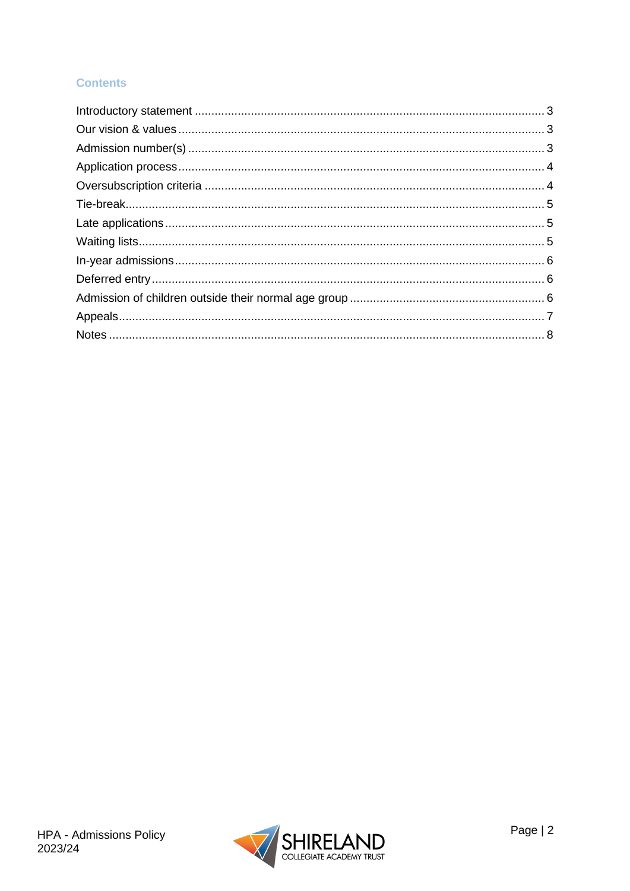## Contents

| | |
|---|---|
| Introductory statement | 3 |
| Our vision & values | 3 |
| Admission number(s) | 3 |
| Application process | 4 |
| Oversubscription criteria | 4 |
| Tie-break | 5 |
| Late applications | 5 |
| Waiting lists | 5 |
| In-year admissions | 6 |
| Deferred entry | 6 |
| Admission of children outside their normal age group | 6 |
| Appeals | 7 |
| Notes | 8 |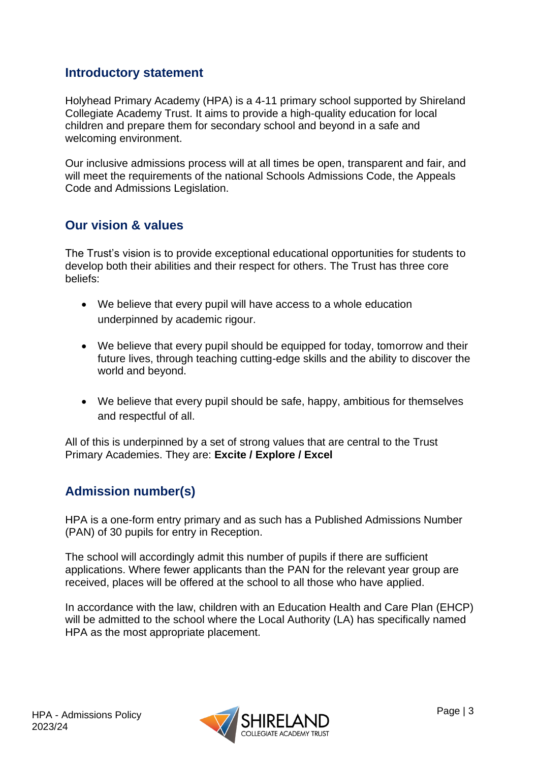## Introductory statement

Holyhead Primary Academy (HPA) is a 4-11 primary school supported by Shireland Collegiate Academy Trust. It aims to provide a high-quality education for local children and prepare them for secondary school and beyond in a safe and welcoming environment.

Our inclusive admissions process will at all times be open, transparent and fair, and will meet the requirements of the national Schools Admissions Code, the Appeals Code and Admissions Legislation.

## Our vision & values

The Trust's vision is to provide exceptional educational opportunities for students to develop both their abilities and their respect for others. The Trust has three core beliefs:

- We believe that every pupil will have access to a whole education underpinned by academic rigour.
- We believe that every pupil should be equipped for today, tomorrow and their future lives, through teaching cutting-edge skills and the ability to discover the world and beyond.
- We believe that every pupil should be safe, happy, ambitious for themselves and respectful of all.

All of this is underpinned by a set of strong values that are central to the Trust Primary Academies. They are: **Excite / Explore / Excel**

## Admission number(s)

HPA is a one-form entry primary and as such has a Published Admissions Number (PAN) of 30 pupils for entry in Reception.

The school will accordingly admit this number of pupils if there are sufficient applications. Where fewer applicants than the PAN for the relevant year group are received, places will be offered at the school to all those who have applied.

In accordance with the law, children with an Education Health and Care Plan (EHCP) will be admitted to the school where the Local Authority (LA) has specifically named HPA as the most appropriate placement.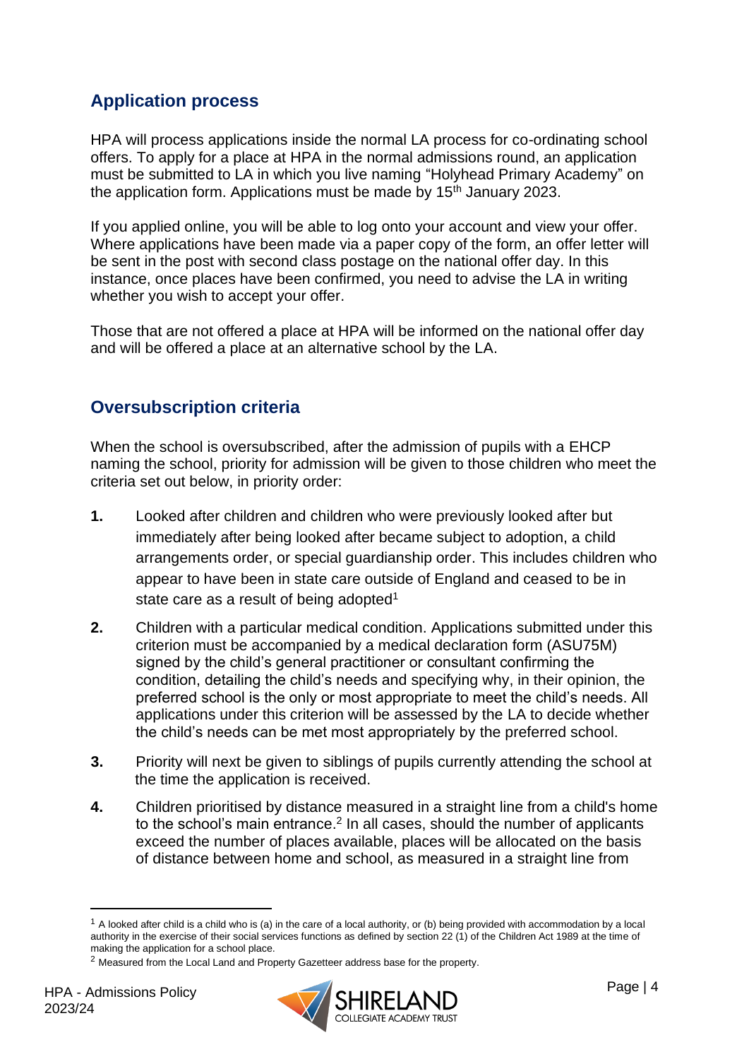## Application process

HPA will process applications inside the normal LA process for co-ordinating school offers. To apply for a place at HPA in the normal admissions round, an application must be submitted to LA in which you live naming "Holyhead Primary Academy" on the application form. Applications must be made by 15th January 2023.

If you applied online, you will be able to log onto your account and view your offer. Where applications have been made via a paper copy of the form, an offer letter will be sent in the post with second class postage on the national offer day. In this instance, once places have been confirmed, you need to advise the LA in writing whether you wish to accept your offer.

Those that are not offered a place at HPA will be informed on the national offer day and will be offered a place at an alternative school by the LA.

## Oversubscription criteria

When the school is oversubscribed, after the admission of pupils with a EHCP naming the school, priority for admission will be given to those children who meet the criteria set out below, in priority order:

1. Looked after children and children who were previously looked after but immediately after being looked after became subject to adoption, a child arrangements order, or special guardianship order. This includes children who appear to have been in state care outside of England and ceased to be in state care as a result of being adopted[1]

2. Children with a particular medical condition. Applications submitted under this criterion must be accompanied by a medical declaration form (ASU75M) signed by the child's general practitioner or consultant confirming the condition, detailing the child's needs and specifying why, in their opinion, the preferred school is the only or most appropriate to meet the child's needs. All applications under this criterion will be assessed by the LA to decide whether the child's needs can be met most appropriately by the preferred school.

3. Priority will next be given to siblings of pupils currently attending the school at the time the application is received.

4. Children prioritised by distance measured in a straight line from a child's home to the school's main entrance.[2] In all cases, should the number of applicants exceed the number of places available, places will be allocated on the basis of distance between home and school, as measured in a straight line from

---

[1] A looked after child is a child who is (a) in the care of a local authority, or (b) being provided with accommodation by a local authority in the exercise of their social services functions as defined by section 22 (1) of the Children Act 1989 at the time of making the application for a school place.

[2] Measured from the Local Land and Property Gazetteer address base for the property.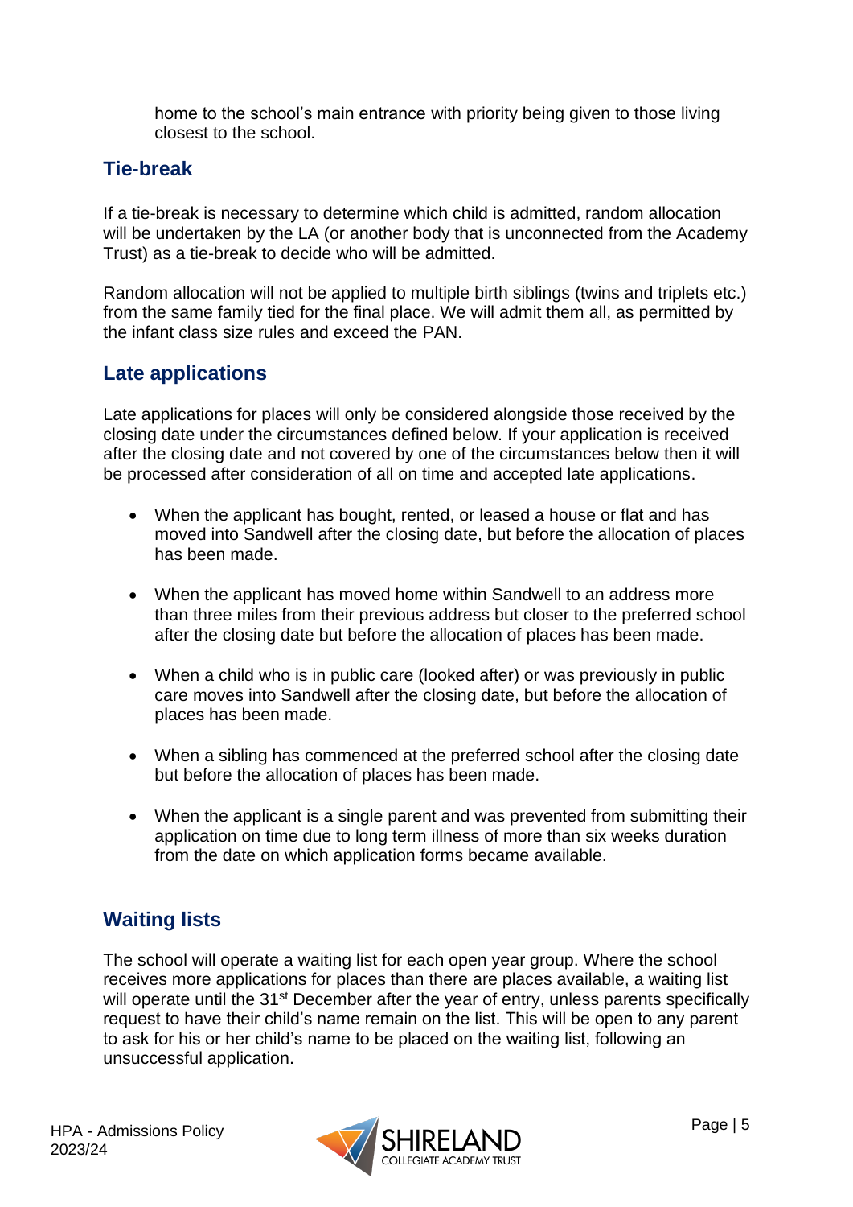home to the school's main entrance with priority being given to those living closest to the school.

## Tie-break

If a tie-break is necessary to determine which child is admitted, random allocation will be undertaken by the LA (or another body that is unconnected from the Academy Trust) as a tie-break to decide who will be admitted.

Random allocation will not be applied to multiple birth siblings (twins and triplets etc.) from the same family tied for the final place. We will admit them all, as permitted by the infant class size rules and exceed the PAN.

## Late applications

Late applications for places will only be considered alongside those received by the closing date under the circumstances defined below. If your application is received after the closing date and not covered by one of the circumstances below then it will be processed after consideration of all on time and accepted late applications.

- When the applicant has bought, rented, or leased a house or flat and has moved into Sandwell after the closing date, but before the allocation of places has been made.
- When the applicant has moved home within Sandwell to an address more than three miles from their previous address but closer to the preferred school after the closing date but before the allocation of places has been made.
- When a child who is in public care (looked after) or was previously in public care moves into Sandwell after the closing date, but before the allocation of places has been made.
- When a sibling has commenced at the preferred school after the closing date but before the allocation of places has been made.
- When the applicant is a single parent and was prevented from submitting their application on time due to long term illness of more than six weeks duration from the date on which application forms became available.

## Waiting lists

The school will operate a waiting list for each open year group. Where the school receives more applications for places than there are places available, a waiting list will operate until the 31st December after the year of entry, unless parents specifically request to have their child's name remain on the list. This will be open to any parent to ask for his or her child's name to be placed on the waiting list, following an unsuccessful application.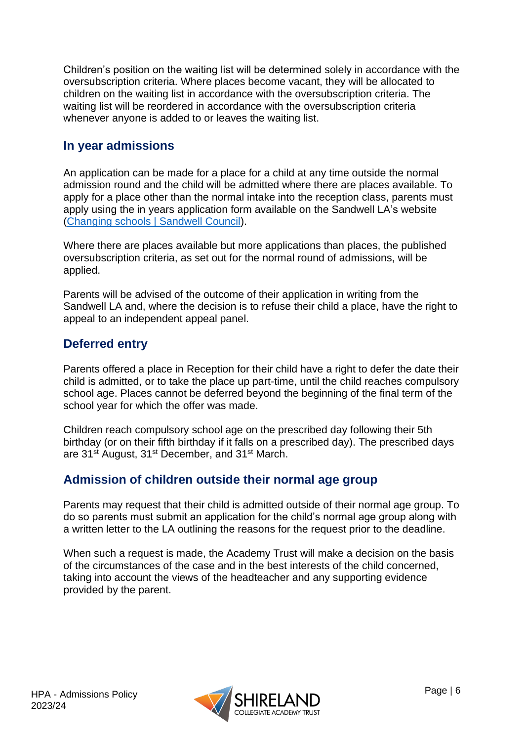Children's position on the waiting list will be determined solely in accordance with the oversubscription criteria. Where places become vacant, they will be allocated to children on the waiting list in accordance with the oversubscription criteria. The waiting list will be reordered in accordance with the oversubscription criteria whenever anyone is added to or leaves the waiting list.

## In year admissions

An application can be made for a place for a child at any time outside the normal admission round and the child will be admitted where there are places available. To apply for a place other than the normal intake into the reception class, parents must apply using the in years application form available on the Sandwell LA's website (Changing schools | Sandwell Council).

Where there are places available but more applications than places, the published oversubscription criteria, as set out for the normal round of admissions, will be applied.

Parents will be advised of the outcome of their application in writing from the Sandwell LA and, where the decision is to refuse their child a place, have the right to appeal to an independent appeal panel.

## Deferred entry

Parents offered a place in Reception for their child have a right to defer the date their child is admitted, or to take the place up part-time, until the child reaches compulsory school age. Places cannot be deferred beyond the beginning of the final term of the school year for which the offer was made.

Children reach compulsory school age on the prescribed day following their 5th birthday (or on their fifth birthday if it falls on a prescribed day). The prescribed days are 31st August, 31st December, and 31st March.

## Admission of children outside their normal age group

Parents may request that their child is admitted outside of their normal age group. To do so parents must submit an application for the child's normal age group along with a written letter to the LA outlining the reasons for the request prior to the deadline.

When such a request is made, the Academy Trust will make a decision on the basis of the circumstances of the case and in the best interests of the child concerned, taking into account the views of the headteacher and any supporting evidence provided by the parent.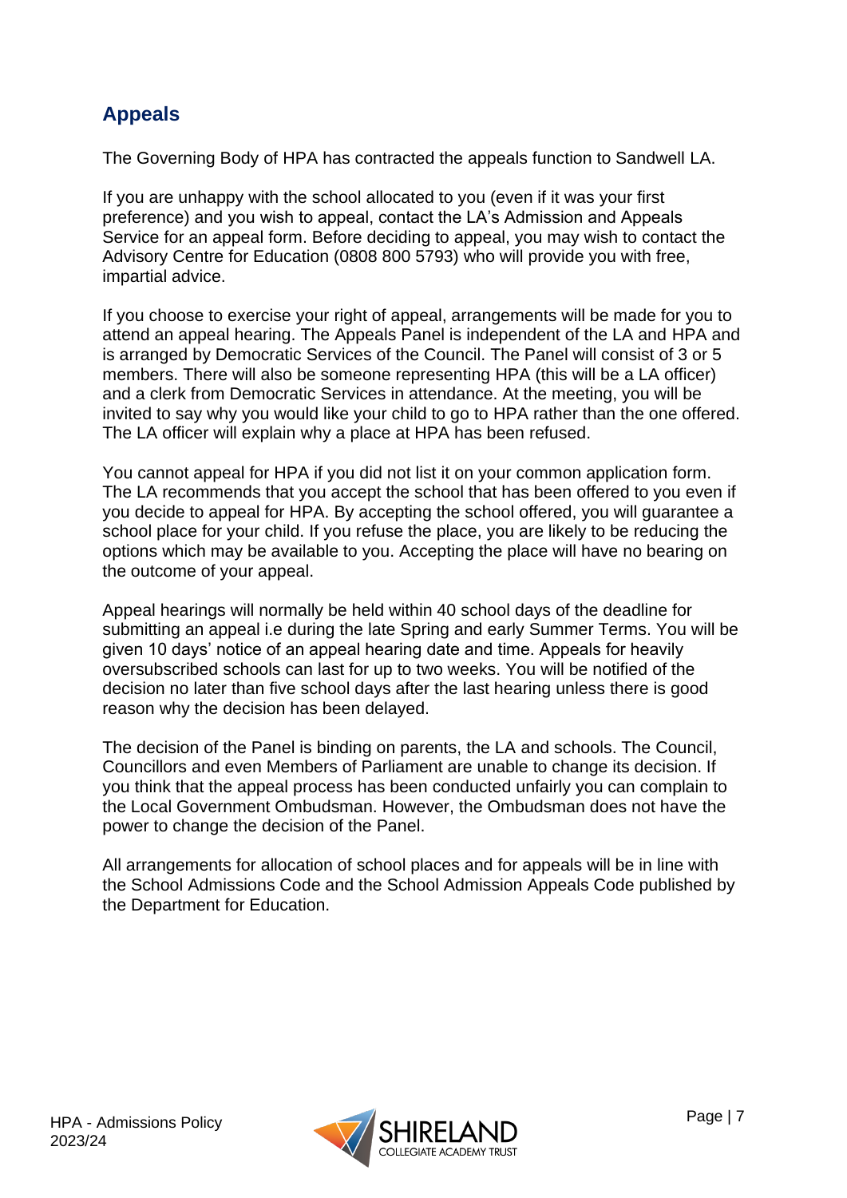## Appeals

The Governing Body of HPA has contracted the appeals function to Sandwell LA.

If you are unhappy with the school allocated to you (even if it was your first preference) and you wish to appeal, contact the LA's Admission and Appeals Service for an appeal form. Before deciding to appeal, you may wish to contact the Advisory Centre for Education (0808 800 5793) who will provide you with free, impartial advice.

If you choose to exercise your right of appeal, arrangements will be made for you to attend an appeal hearing. The Appeals Panel is independent of the LA and HPA and is arranged by Democratic Services of the Council. The Panel will consist of 3 or 5 members. There will also be someone representing HPA (this will be a LA officer) and a clerk from Democratic Services in attendance. At the meeting, you will be invited to say why you would like your child to go to HPA rather than the one offered. The LA officer will explain why a place at HPA has been refused.

You cannot appeal for HPA if you did not list it on your common application form. The LA recommends that you accept the school that has been offered to you even if you decide to appeal for HPA. By accepting the school offered, you will guarantee a school place for your child. If you refuse the place, you are likely to be reducing the options which may be available to you. Accepting the place will have no bearing on the outcome of your appeal.

Appeal hearings will normally be held within 40 school days of the deadline for submitting an appeal i.e during the late Spring and early Summer Terms. You will be given 10 days' notice of an appeal hearing date and time. Appeals for heavily oversubscribed schools can last for up to two weeks. You will be notified of the decision no later than five school days after the last hearing unless there is good reason why the decision has been delayed.

The decision of the Panel is binding on parents, the LA and schools. The Council, Councillors and even Members of Parliament are unable to change its decision. If you think that the appeal process has been conducted unfairly you can complain to the Local Government Ombudsman. However, the Ombudsman does not have the power to change the decision of the Panel.

All arrangements for allocation of school places and for appeals will be in line with the School Admissions Code and the School Admission Appeals Code published by the Department for Education.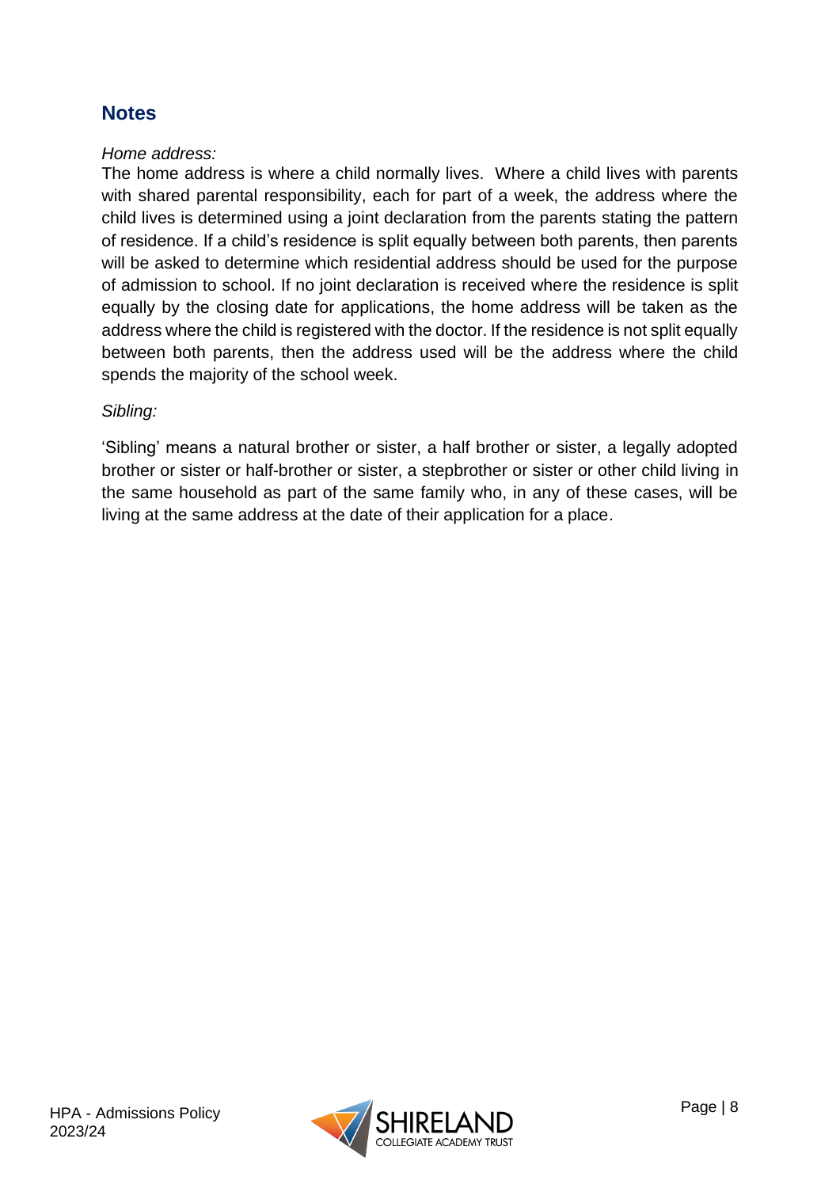## Notes

*Home address:*

The home address is where a child normally lives. Where a child lives with parents with shared parental responsibility, each for part of a week, the address where the child lives is determined using a joint declaration from the parents stating the pattern of residence. If a child's residence is split equally between both parents, then parents will be asked to determine which residential address should be used for the purpose of admission to school. If no joint declaration is received where the residence is split equally by the closing date for applications, the home address will be taken as the address where the child is registered with the doctor. If the residence is not split equally between both parents, then the address used will be the address where the child spends the majority of the school week.

*Sibling:*

'Sibling' means a natural brother or sister, a half brother or sister, a legally adopted brother or sister or half-brother or sister, a stepbrother or sister or other child living in the same household as part of the same family who, in any of these cases, will be living at the same address at the date of their application for a place.